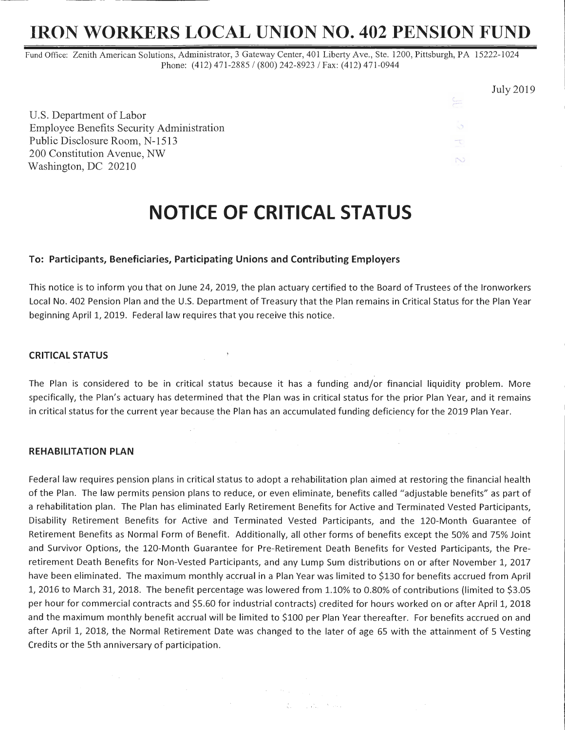# IRON WORKERS LOCAL UNION NO. 402 PENSION FUND

Fund Office: Zenith American Solutions, Administrator, 3 Gateway Center, 401 Liberty Ave., Ste. 1200, Pittsburgh, PA 15222-1024
Phone: (412) 471-2885 / (800) 242-8923 / Fax: (412) 471-0944

July 2019

U.S. Department of Labor
Employee Benefits Security Administration
Public Disclosure Room, N-1513
200 Constitution Avenue, NW
Washington, DC 20210

# NOTICE OF CRITICAL STATUS

### To: Participants, Beneficiaries, Participating Unions and Contributing Employers

This notice is to inform you that on June 24, 2019, the plan actuary certified to the Board of Trustees of the Ironworkers Local No. 402 Pension Plan and the U.S. Department of Treasury that the Plan remains in Critical Status for the Plan Year beginning April 1, 2019. Federal law requires that you receive this notice.

### CRITICAL STATUS

The Plan is considered to be in critical status because it has a funding and/or financial liquidity problem. More specifically, the Plan's actuary has determined that the Plan was in critical status for the prior Plan Year, and it remains in critical status for the current year because the Plan has an accumulated funding deficiency for the 2019 Plan Year.

### REHABILITATION PLAN

Federal law requires pension plans in critical status to adopt a rehabilitation plan aimed at restoring the financial health of the Plan. The law permits pension plans to reduce, or even eliminate, benefits called "adjustable benefits" as part of a rehabilitation plan. The Plan has eliminated Early Retirement Benefits for Active and Terminated Vested Participants, Disability Retirement Benefits for Active and Terminated Vested Participants, and the 120-Month Guarantee of Retirement Benefits as Normal Form of Benefit. Additionally, all other forms of benefits except the 50% and 75% Joint and Survivor Options, the 120-Month Guarantee for Pre-Retirement Death Benefits for Vested Participants, the Pre-retirement Death Benefits for Non-Vested Participants, and any Lump Sum distributions on or after November 1, 2017 have been eliminated. The maximum monthly accrual in a Plan Year was limited to $130 for benefits accrued from April 1, 2016 to March 31, 2018. The benefit percentage was lowered from 1.10% to 0.80% of contributions (limited to $3.05 per hour for commercial contracts and $5.60 for industrial contracts) credited for hours worked on or after April 1, 2018 and the maximum monthly benefit accrual will be limited to $100 per Plan Year thereafter. For benefits accrued on and after April 1, 2018, the Normal Retirement Date was changed to the later of age 65 with the attainment of 5 Vesting Credits or the 5th anniversary of participation.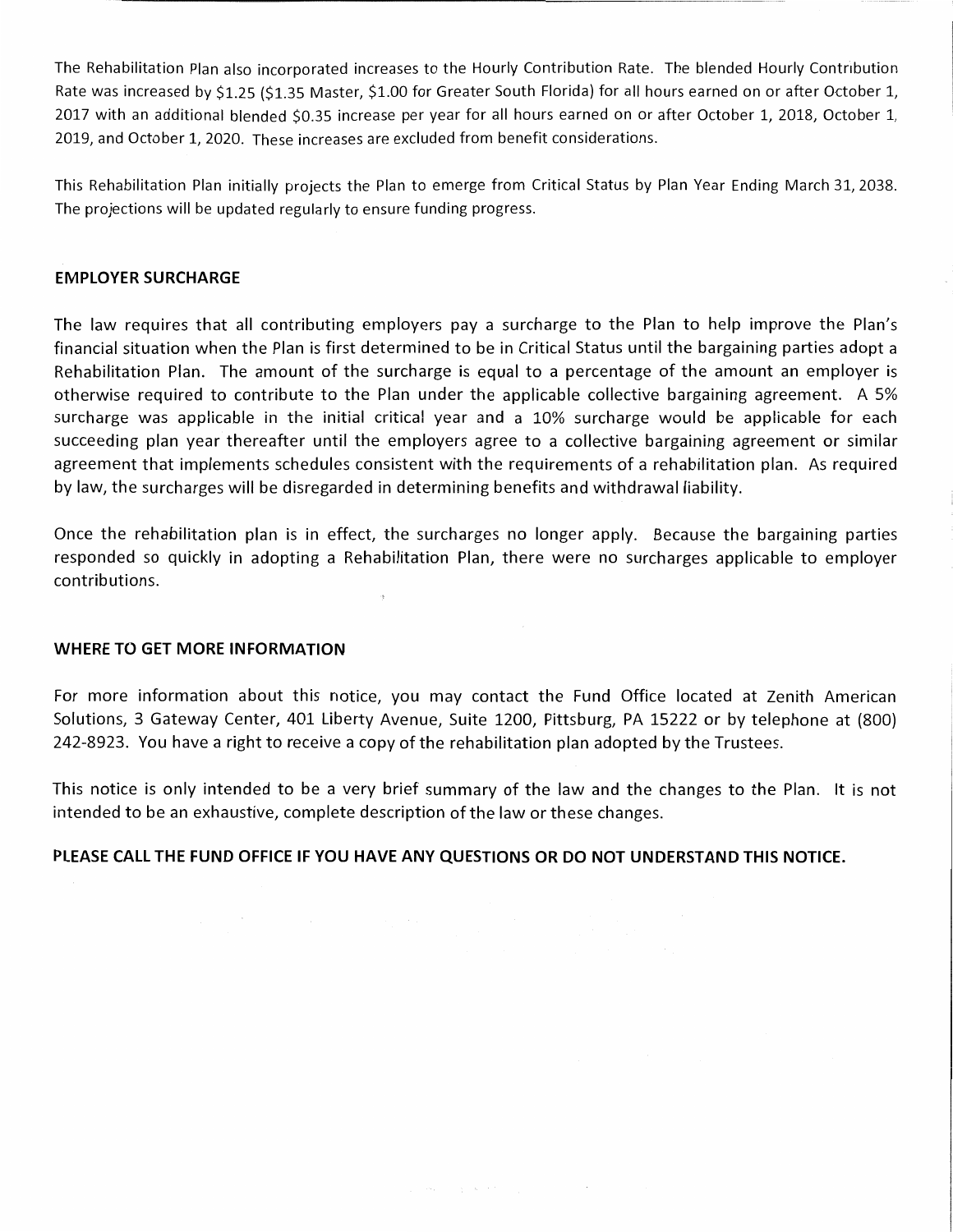The Rehabilitation Plan also incorporated increases to the Hourly Contribution Rate. The blended Hourly Contribution Rate was increased by $1.25 ($1.35 Master, $1.00 for Greater South Florida) for all hours earned on or after October 1, 2017 with an additional blended $0.35 increase per year for all hours earned on or after October 1, 2018, October 1, 2019, and October 1, 2020. These increases are excluded from benefit considerations.

This Rehabilitation Plan initially projects the Plan to emerge from Critical Status by Plan Year Ending March 31, 2038. The projections will be updated regularly to ensure funding progress.

## EMPLOYER SURCHARGE

The law requires that all contributing employers pay a surcharge to the Plan to help improve the Plan's financial situation when the Plan is first determined to be in Critical Status until the bargaining parties adopt a Rehabilitation Plan. The amount of the surcharge is equal to a percentage of the amount an employer is otherwise required to contribute to the Plan under the applicable collective bargaining agreement. A 5% surcharge was applicable in the initial critical year and a 10% surcharge would be applicable for each succeeding plan year thereafter until the employers agree to a collective bargaining agreement or similar agreement that implements schedules consistent with the requirements of a rehabilitation plan. As required by law, the surcharges will be disregarded in determining benefits and withdrawal liability.

Once the rehabilitation plan is in effect, the surcharges no longer apply. Because the bargaining parties responded so quickly in adopting a Rehabilitation Plan, there were no surcharges applicable to employer contributions.

## WHERE TO GET MORE INFORMATION

For more information about this notice, you may contact the Fund Office located at Zenith American Solutions, 3 Gateway Center, 401 Liberty Avenue, Suite 1200, Pittsburg, PA 15222 or by telephone at (800) 242-8923. You have a right to receive a copy of the rehabilitation plan adopted by the Trustees.

This notice is only intended to be a very brief summary of the law and the changes to the Plan. It is not intended to be an exhaustive, complete description of the law or these changes.

**PLEASE CALL THE FUND OFFICE IF YOU HAVE ANY QUESTIONS OR DO NOT UNDERSTAND THIS NOTICE.**